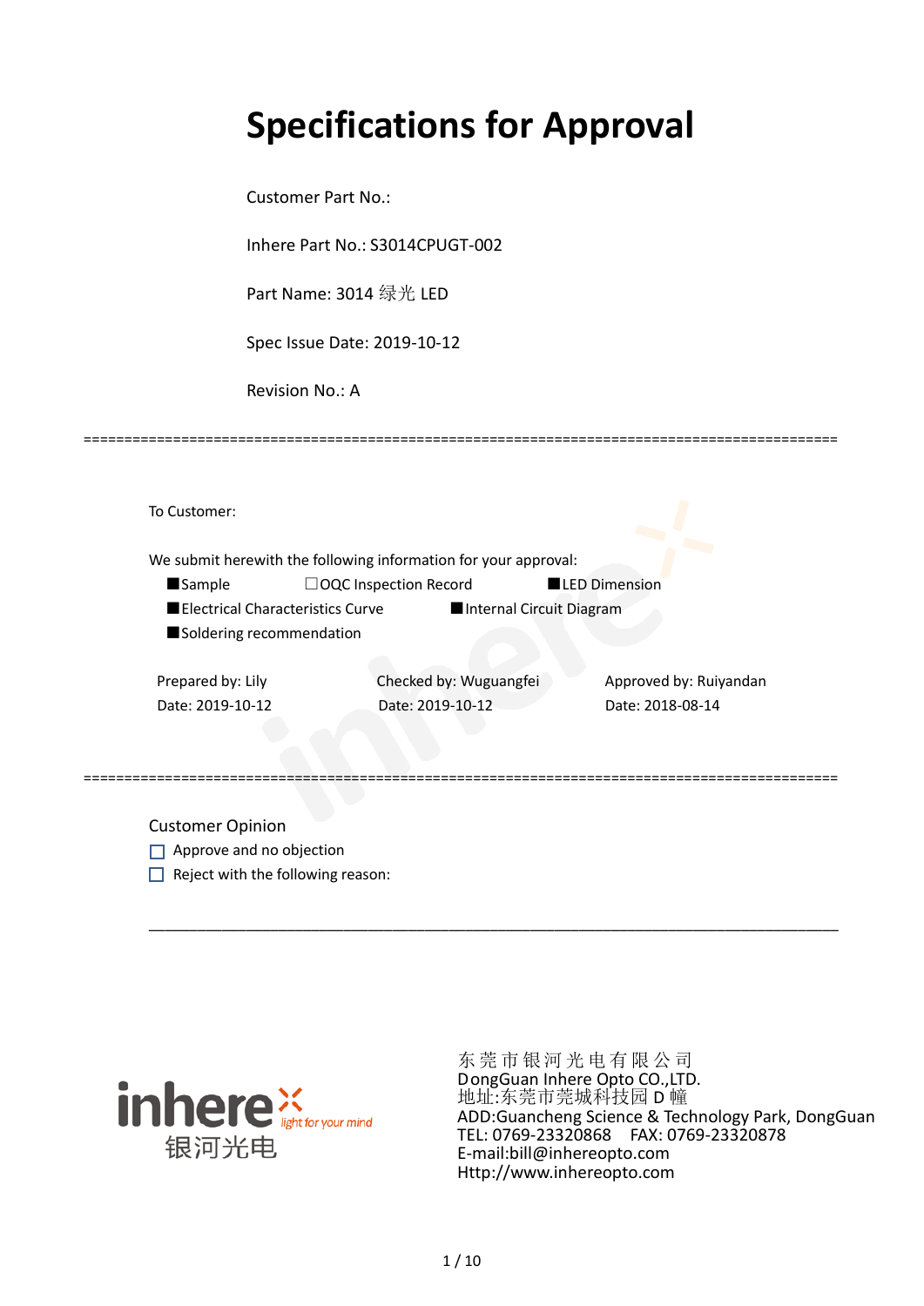# Specifications for Approval

Customer Part No.:

Inhere Part No.: S3014CPUGT-002

Part Name: 3014 绿光 LED

Spec Issue Date: 2019-10-12

Revision No.: A

==========================================================================================

To Customer:

We submit herewith the following information for your approval:

■Sample ☐OQC Inspection Record ■LED Dimension

■Electrical Characteristics Curve ■Internal Circuit Diagram

■Soldering recommendation

| Prepared by: Lily | Checked by: Wuguangfei | Approved by: Ruiyandan |
|---|---|---|
| Date: 2019-10-12 | Date: 2019-10-12 | Date: 2018-08-14 |

==========================================================================================

Customer Opinion

☐ Approve and no objection

☐ Reject with the following reason:

______________________________________________________________________________

inhere light for your mind 银河光电

东莞市银河光电有限公司
DongGuan Inhere Opto CO.,LTD.
地址:东莞市莞城科技园 D 幢
ADD:Guancheng Science & Technology Park, DongGuan
TEL: 0769-23320868 FAX: 0769-23320878
E-mail:bill@inhereopto.com
Http://www.inhereopto.com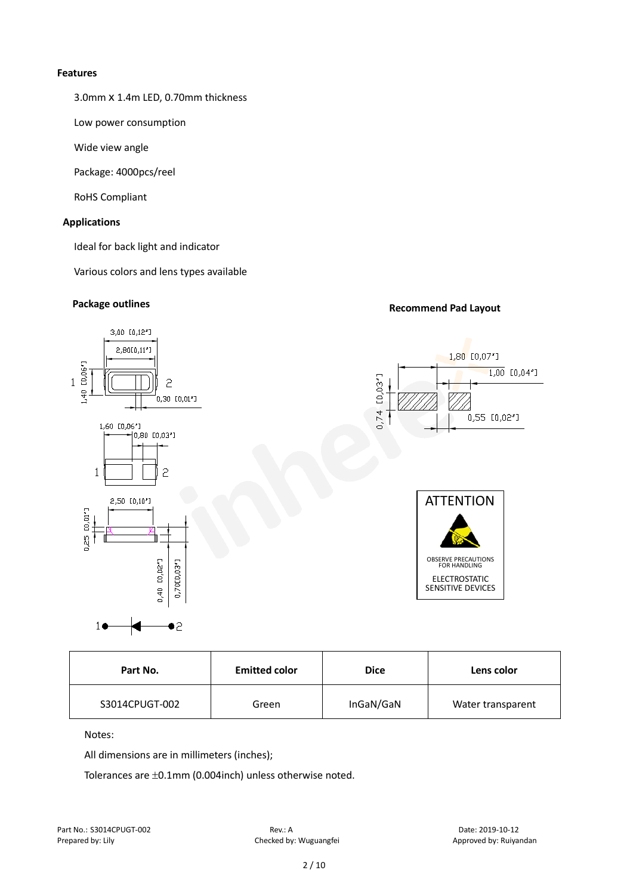**Features**

3.0mm x 1.4m LED, 0.70mm thickness

Low power consumption

Wide view angle

Package: 4000pcs/reel

RoHS Compliant

**Applications**

Ideal for back light and indicator

Various colors and lens types available

**Package outlines**

**Recommend Pad Layout**

ATTENTION

OBSERVE PRECAUTIONS FOR HANDLING

ELECTROSTATIC SENSITIVE DEVICES

| Part No. | Emitted color | Dice | Lens color |
|---|---|---|---|
| S3014CPUGT-002 | Green | InGaN/GaN | Water transparent |

Notes:

All dimensions are in millimeters (inches);

Tolerances are ±0.1mm (0.004inch) unless otherwise noted.

Part No.: S3014CPUGT-002 Rev.: A Date: 2019-10-12

Prepared by: Lily Checked by: Wuguangfei Approved by: Ruiyandan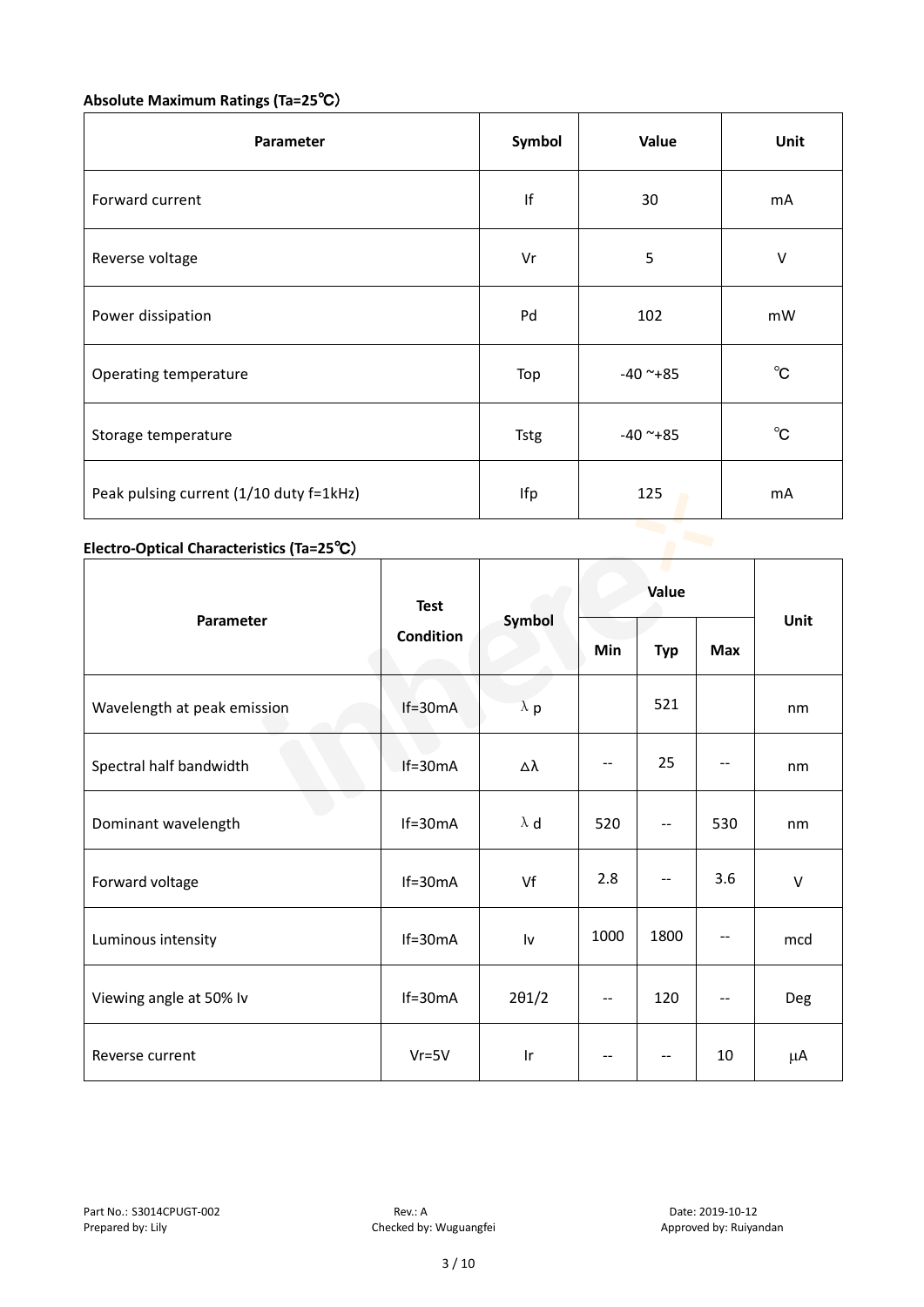### Absolute Maximum Ratings (Ta=25℃)

| Parameter | Symbol | Value | Unit |
|---|---|---|---|
| Forward current | If | 30 | mA |
| Reverse voltage | Vr | 5 | V |
| Power dissipation | Pd | 102 | mW |
| Operating temperature | Top | -40 ~+85 | ℃ |
| Storage temperature | Tstg | -40 ~+85 | ℃ |
| Peak pulsing current (1/10 duty f=1kHz) | Ifp | 125 | mA |

### Electro-Optical Characteristics (Ta=25℃)

| Parameter | Test Condition | Symbol | Value | | | Unit |
|---|---|---|---|---|---|---|
| | | | Min | Typ | Max | |
| Wavelength at peak emission | If=30mA | λ p | | 521 | | nm |
| Spectral half bandwidth | If=30mA | Δλ | -- | 25 | -- | nm |
| Dominant wavelength | If=30mA | λ d | 520 | -- | 530 | nm |
| Forward voltage | If=30mA | Vf | 2.8 | -- | 3.6 | V |
| Luminous intensity | If=30mA | Iv | 1000 | 1800 | -- | mcd |
| Viewing angle at 50% Iv | If=30mA | 2θ1/2 | -- | 120 | -- | Deg |
| Reverse current | Vr=5V | Ir | -- | -- | 10 | μA |

Part No.: S3014CPUGT-002　　Rev.: A　　Date: 2019-10-12

Prepared by: Lily　　Checked by: Wuguangfei　　Approved by: Ruiyandan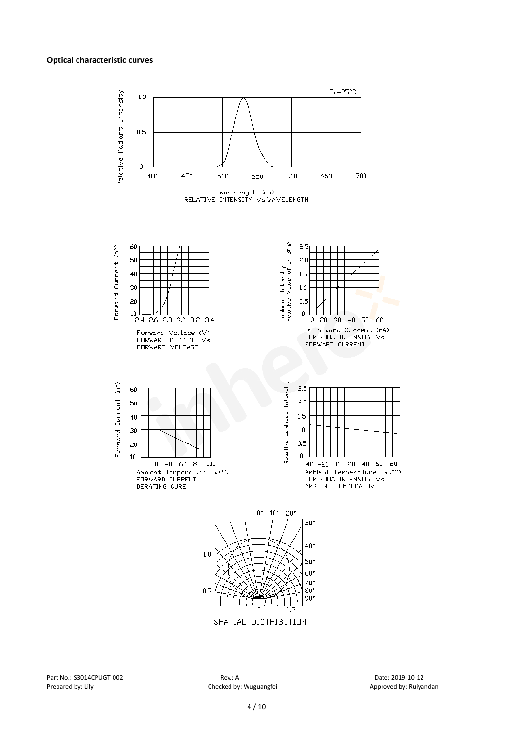## Optical characteristic curves

Ta=25°C

Relative Radiant Intensity

wavelength (nm)
RELATIVE INTENSITY Vs.WAVELENGTH

Forward Voltage (V)
FORWARD CURRENT Vs. FORWARD VOLTAGE

IF-Forward Current (mA)
LUMINOUS INTENSITY Vs. FORWARD CURRENT

Ambient Temperature TA (°C)
FORWARD CURRENT DERATING CURE

Ambient Temperature TA (°C)
LUMINOUS INTENSITY Vs. AMBIENT TEMPERATURE

SPATIAL DISTRIBUTION

Part No.: S3014CPUGT-002　　Rev.: A　　Date: 2019-10-12

Prepared by: Lily　　Checked by: Wuguangfei　　Approved by: Ruiyandan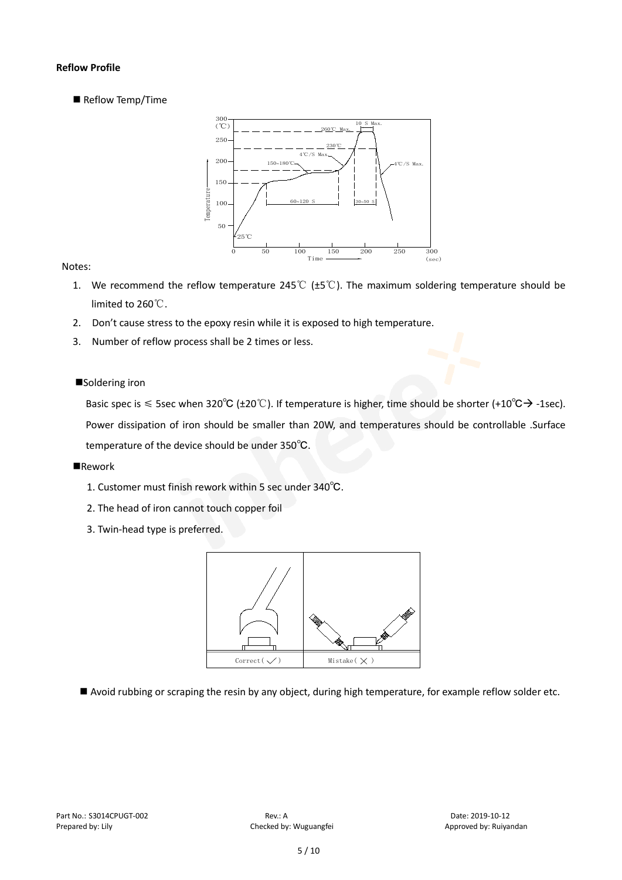**Reflow Profile**

■ Reflow Temp/Time

Notes:

1. We recommend the reflow temperature 245℃ (±5℃). The maximum soldering temperature should be limited to 260℃.
2. Don't cause stress to the epoxy resin while it is exposed to high temperature.
3. Number of reflow process shall be 2 times or less.

■Soldering iron

Basic spec is ≤ 5sec when 320℃ (±20℃). If temperature is higher, time should be shorter (+10℃→ -1sec). Power dissipation of iron should be smaller than 20W, and temperatures should be controllable .Surface temperature of the device should be under 350℃.

■Rework

1. Customer must finish rework within 5 sec under 340℃.
2. The head of iron cannot touch copper foil
3. Twin-head type is preferred.

■ Avoid rubbing or scraping the resin by any object, during high temperature, for example reflow solder etc.

Part No.: S3014CPUGT-002 Rev.: A Date: 2019-10-12
Prepared by: Lily Checked by: Wuguangfei Approved by: Ruiyandan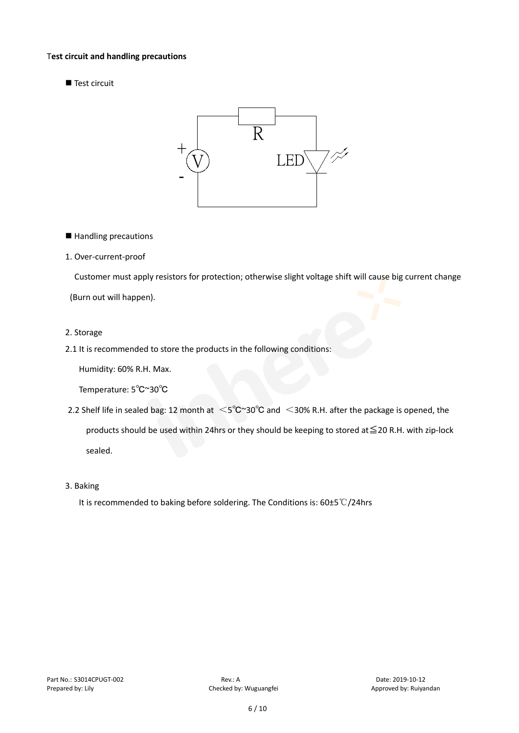**Test circuit and handling precautions**

■ Test circuit

■ Handling precautions

1. Over-current-proof

   Customer must apply resistors for protection; otherwise slight voltage shift will cause big current change (Burn out will happen).

2. Storage

2.1 It is recommended to store the products in the following conditions:

   Humidity: 60% R.H. Max.

   Temperature: 5℃~30℃

2.2 Shelf life in sealed bag: 12 month at ＜5℃~30℃ and ＜30% R.H. after the package is opened, the products should be used within 24hrs or they should be keeping to stored at≦20 R.H. with zip-lock sealed.

3. Baking

   It is recommended to baking before soldering. The Conditions is: 60±5℃/24hrs

Part No.: S3014CPUGT-002　　Rev.: A　　Date: 2019-10-12

Prepared by: Lily　　Checked by: Wuguangfei　　Approved by: Ruiyandan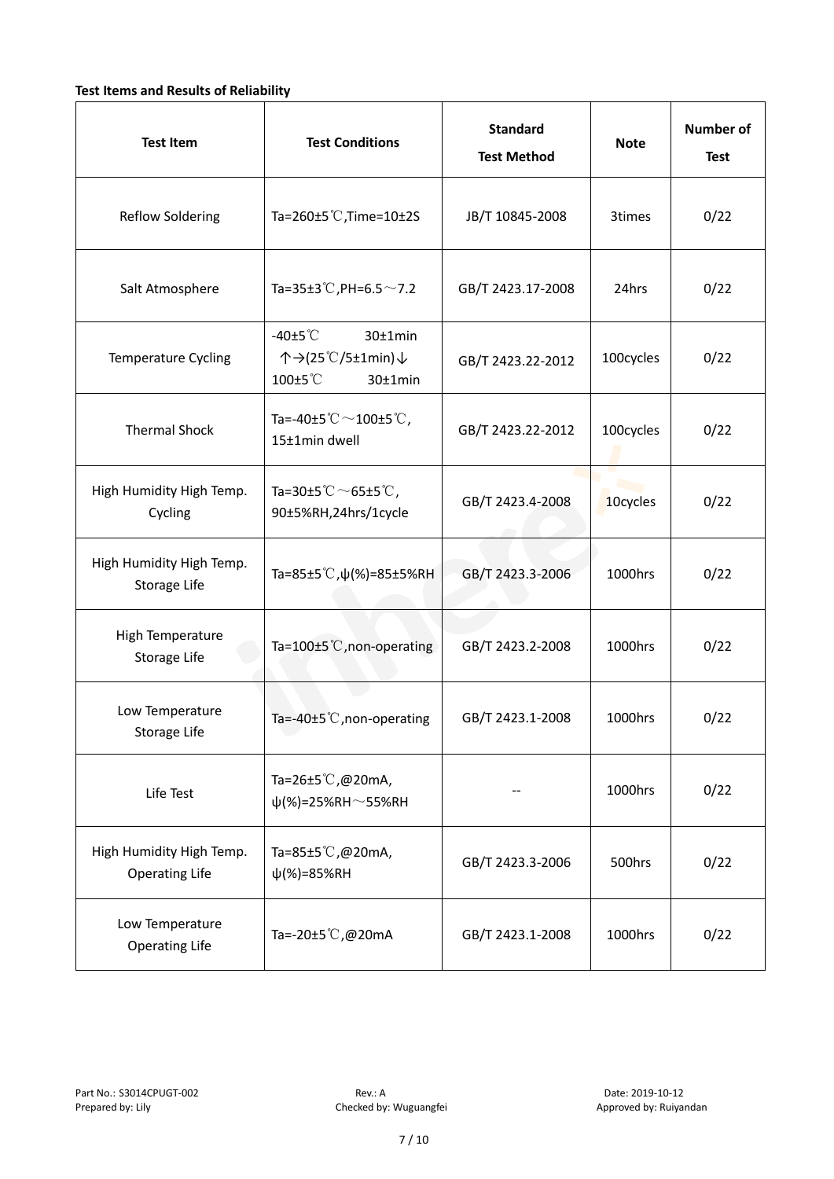**Test Items and Results of Reliability**

| Test Item | Test Conditions | Standard Test Method | Note | Number of Test |
|---|---|---|---|---|
| Reflow Soldering | Ta=260±5℃,Time=10±2S | JB/T 10845-2008 | 3times | 0/22 |
| Salt Atmosphere | Ta=35±3℃,PH=6.5～7.2 | GB/T 2423.17-2008 | 24hrs | 0/22 |
| Temperature Cycling | -40±5℃ 30±1min ↑→(25℃/5±1min)↓ 100±5℃ 30±1min | GB/T 2423.22-2012 | 100cycles | 0/22 |
| Thermal Shock | Ta=-40±5℃～100±5℃, 15±1min dwell | GB/T 2423.22-2012 | 100cycles | 0/22 |
| High Humidity High Temp. Cycling | Ta=30±5℃～65±5℃, 90±5%RH,24hrs/1cycle | GB/T 2423.4-2008 | 10cycles | 0/22 |
| High Humidity High Temp. Storage Life | Ta=85±5℃,ψ(%)=85±5%RH | GB/T 2423.3-2006 | 1000hrs | 0/22 |
| High Temperature Storage Life | Ta=100±5℃,non-operating | GB/T 2423.2-2008 | 1000hrs | 0/22 |
| Low Temperature Storage Life | Ta=-40±5℃,non-operating | GB/T 2423.1-2008 | 1000hrs | 0/22 |
| Life Test | Ta=26±5℃,@20mA, ψ(%)=25%RH～55%RH | -- | 1000hrs | 0/22 |
| High Humidity High Temp. Operating Life | Ta=85±5℃,@20mA, ψ(%)=85%RH | GB/T 2423.3-2006 | 500hrs | 0/22 |
| Low Temperature Operating Life | Ta=-20±5℃,@20mA | GB/T 2423.1-2008 | 1000hrs | 0/22 |

Part No.: S3014CPUGT-002　　Rev.: A　　Date: 2019-10-12

Prepared by: Lily　　Checked by: Wuguangfei　　Approved by: Ruiyandan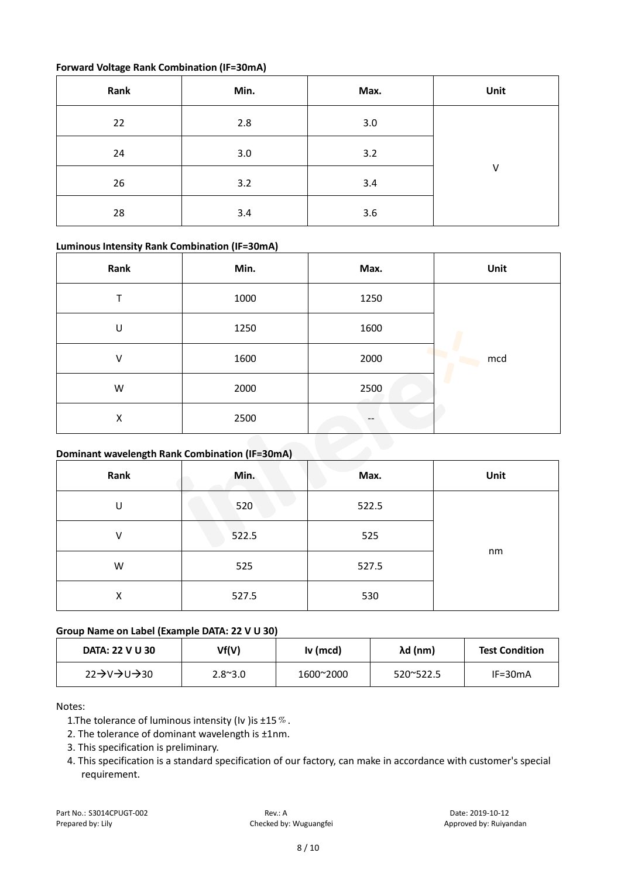**Forward Voltage Rank Combination (IF=30mA)**

| Rank | Min. | Max. | Unit |
|---|---|---|---|
| 22 | 2.8 | 3.0 | V |
| 24 | 3.0 | 3.2 | |
| 26 | 3.2 | 3.4 | |
| 28 | 3.4 | 3.6 | |

**Luminous Intensity Rank Combination (IF=30mA)**

| Rank | Min. | Max. | Unit |
|---|---|---|---|
| T | 1000 | 1250 | mcd |
| U | 1250 | 1600 | |
| V | 1600 | 2000 | |
| W | 2000 | 2500 | |
| X | 2500 | -- | |

**Dominant wavelength Rank Combination (IF=30mA)**

| Rank | Min. | Max. | Unit |
|---|---|---|---|
| U | 520 | 522.5 | nm |
| V | 522.5 | 525 | |
| W | 525 | 527.5 | |
| X | 527.5 | 530 | |

**Group Name on Label (Example DATA: 22 V U 30)**

| DATA: 22 V U 30 | Vf(V) | Iv (mcd) | λd (nm) | Test Condition |
|---|---|---|---|---|
| 22→V→U→30 | 2.8~3.0 | 1600~2000 | 520~522.5 | IF=30mA |

Notes:

1. The tolerance of luminous intensity (Iv )is ±15%.
2. The tolerance of dominant wavelength is ±1nm.
3. This specification is preliminary.
4. This specification is a standard specification of our factory, can make in accordance with customer's special requirement.

Part No.: S3014CPUGT-002　　Rev.: A　　Date: 2019-10-12

Prepared by: Lily　　Checked by: Wuguangfei　　Approved by: Ruiyandan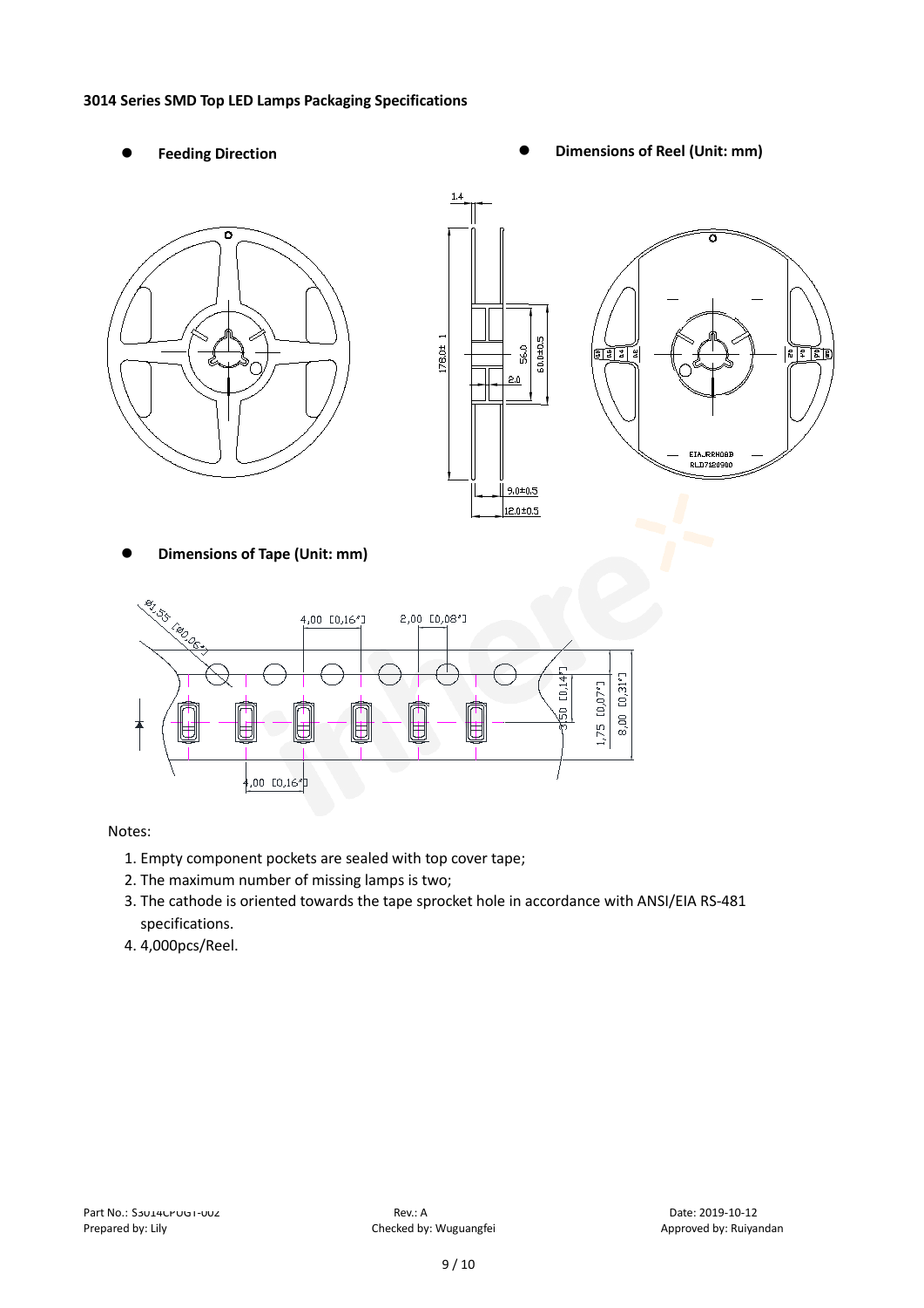**3014 Series SMD Top LED Lamps Packaging Specifications**

- **Feeding Direction**
- **Dimensions of Reel (Unit: mm)**

- **Dimensions of Tape (Unit: mm)**

Notes:

1. Empty component pockets are sealed with top cover tape;
2. The maximum number of missing lamps is two;
3. The cathode is oriented towards the tape sprocket hole in accordance with ANSI/EIA RS-481 specifications.
4. 4,000pcs/Reel.

Part No.: S3014CPUGT-002 Rev.: A Date: 2019-10-12
Prepared by: Lily Checked by: Wuguangfei Approved by: Ruiyandan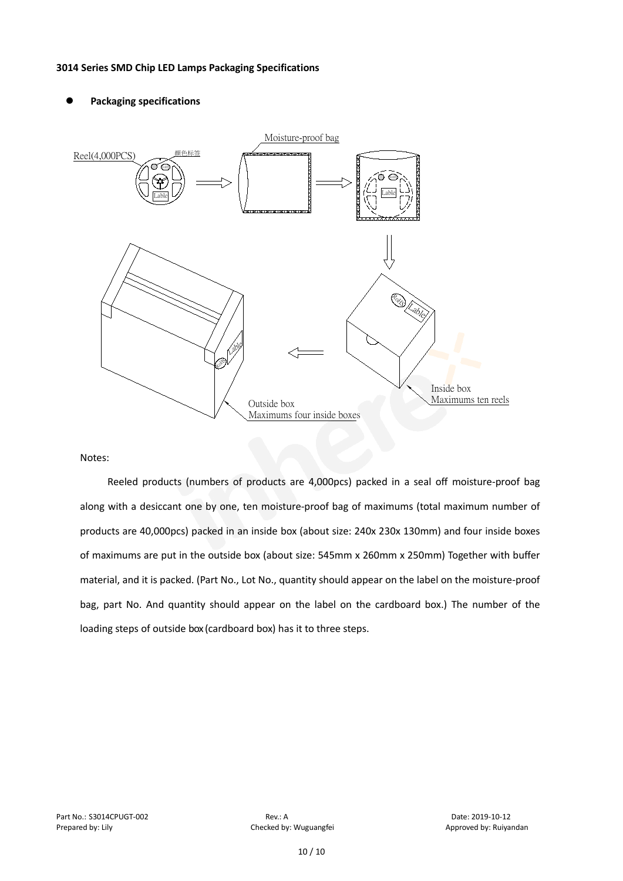**3014 Series SMD Chip LED Lamps Packaging Specifications**

- **Packaging specifications**

Moisture-proof bag

Reel(4,000PCS)

顏色标簽

Lable

Inside box
Maximums ten reels

Outside box
Maximums four inside boxes

Notes:

Reeled products (numbers of products are 4,000pcs) packed in a seal off moisture-proof bag along with a desiccant one by one, ten moisture-proof bag of maximums (total maximum number of products are 40,000pcs) packed in an inside box (about size: 240x 230x 130mm) and four inside boxes of maximums are put in the outside box (about size: 545mm x 260mm x 250mm) Together with buffer material, and it is packed. (Part No., Lot No., quantity should appear on the label on the moisture-proof bag, part No. And quantity should appear on the label on the cardboard box.) The number of the loading steps of outside box (cardboard box) has it to three steps.

Part No.: S3014CPUGT-002 Rev.: A Date: 2019-10-12
Prepared by: Lily Checked by: Wuguangfei Approved by: Ruiyandan